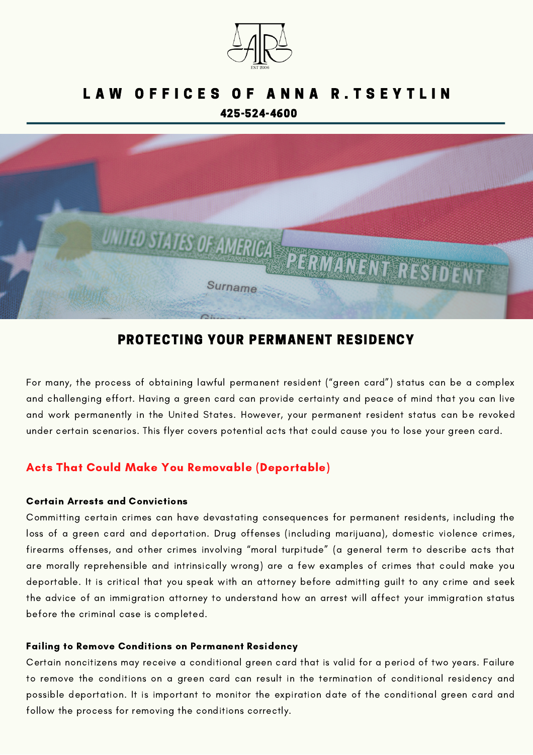# LAW OFFICES OF ANNA R.TSEYTLIN

**425-524-4600**

## PROTECTING YOUR PERMANENT RESIDENCY

For many, the process of obtaining lawful permanent resident ("green card") status can be a complex and challenging effort. Having a green card can provide certainty and peace of mind that you can live and work permanently in the United States. However, your permanent resident status can be revoked under certain scenarios. This flyer covers potential acts that could cause you to lose your green card.

### Acts That Could Make You Removable (Deportable)

**Certain Arrests and Convictions**

Committing certain crimes can have devastating consequences for permanent residents, including the loss of a green card and deportation. Drug offenses (including marijuana), domestic violence crimes, firearms offenses, and other crimes involving "moral turpitude" (a general term to describe acts that are morally reprehensible and intrinsically wrong) are a few examples of crimes that could make you deportable. It is critical that you speak with an attorney before admitting guilt to any crime and seek the advice of an immigration attorney to understand how an arrest will affect your immigration status before the criminal case is completed.

**Failing to Remove Conditions on Permanent Residency**

Certain noncitizens may receive a conditional green card that is valid for a period of two years. Failure to remove the conditions on a green card can result in the termination of conditional residency and possible deportation. It is important to monitor the expiration date of the conditional green card and follow the process for removing the conditions correctly.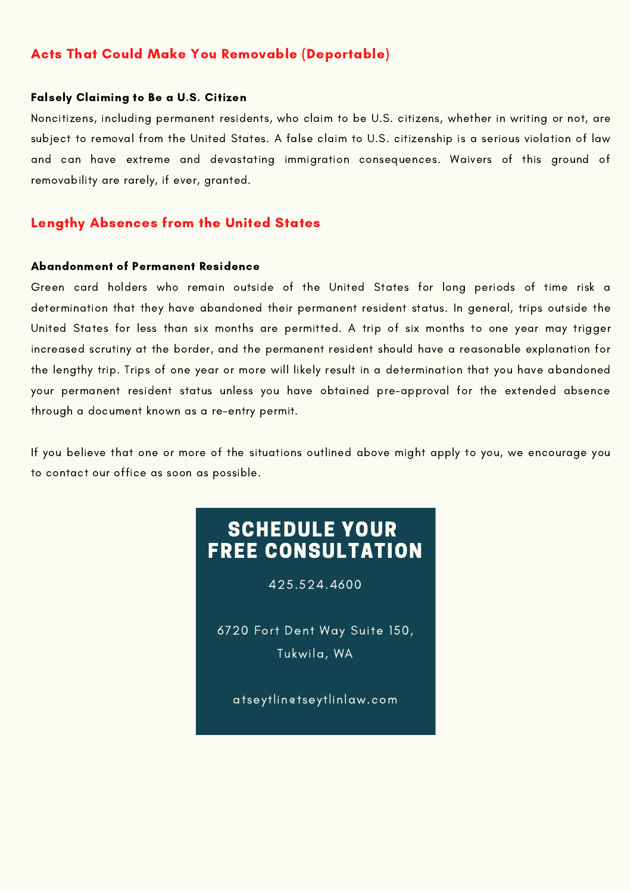## Acts That Could Make You Removable (Deportable)

**Falsely Claiming to Be a U.S. Citizen**

Noncitizens, including permanent residents, who claim to be U.S. citizens, whether in writing or not, are subject to removal from the United States. A false claim to U.S. citizenship is a serious violation of law and can have extreme and devastating immigration consequences. Waivers of this ground of removability are rarely, if ever, granted.

## Lengthy Absences from the United States

**Abandonment of Permanent Residence**

Green card holders who remain outside of the United States for long periods of time risk a determination that they have abandoned their permanent resident status. In general, trips outside the United States for less than six months are permitted. A trip of six months to one year may trigger increased scrutiny at the border, and the permanent resident should have a reasonable explanation for the lengthy trip. Trips of one year or more will likely result in a determination that you have abandoned your permanent resident status unless you have obtained pre-approval for the extended absence through a document known as a re-entry permit.

If you believe that one or more of the situations outlined above might apply to you, we encourage you to contact our office as soon as possible.

**SCHEDULE YOUR FREE CONSULTATION**

425.524.4600

6720 Fort Dent Way Suite 150,
Tukwila, WA

atseytlin@tseytlinlaw.com